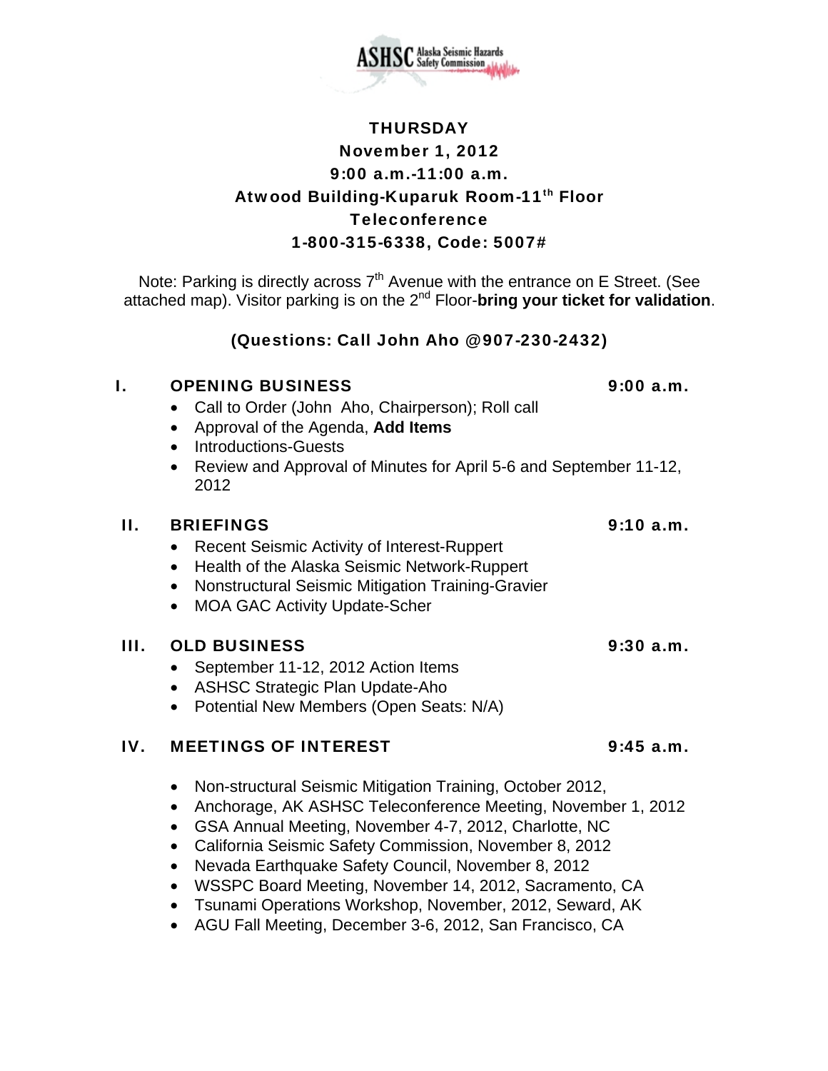ASHSC Alaska Seismic Hazards Safety Commission

**THURSDAY**
**November 1, 2012**
**9:00 a.m.-11:00 a.m.**
**Atwood Building-Kuparuk Room-11th Floor**
**Teleconference**
**1-800-315-6338, Code: 5007#**

Note: Parking is directly across 7th Avenue with the entrance on E Street. (See attached map). Visitor parking is on the 2nd Floor-**bring your ticket for validation**.

**(Questions: Call John Aho @907-230-2432)**

## I. OPENING BUSINESS — 9:00 a.m.

- Call to Order (John Aho, Chairperson); Roll call
- Approval of the Agenda, **Add Items**
- Introductions-Guests
- Review and Approval of Minutes for April 5-6 and September 11-12, 2012

## II. BRIEFINGS — 9:10 a.m.

- Recent Seismic Activity of Interest-Ruppert
- Health of the Alaska Seismic Network-Ruppert
- Nonstructural Seismic Mitigation Training-Gravier
- MOA GAC Activity Update-Scher

## III. OLD BUSINESS — 9:30 a.m.

- September 11-12, 2012 Action Items
- ASHSC Strategic Plan Update-Aho
- Potential New Members (Open Seats: N/A)

## IV. MEETINGS OF INTEREST — 9:45 a.m.

- Non-structural Seismic Mitigation Training, October 2012,
- Anchorage, AK ASHSC Teleconference Meeting, November 1, 2012
- GSA Annual Meeting, November 4-7, 2012, Charlotte, NC
- California Seismic Safety Commission, November 8, 2012
- Nevada Earthquake Safety Council, November 8, 2012
- WSSPC Board Meeting, November 14, 2012, Sacramento, CA
- Tsunami Operations Workshop, November, 2012, Seward, AK
- AGU Fall Meeting, December 3-6, 2012, San Francisco, CA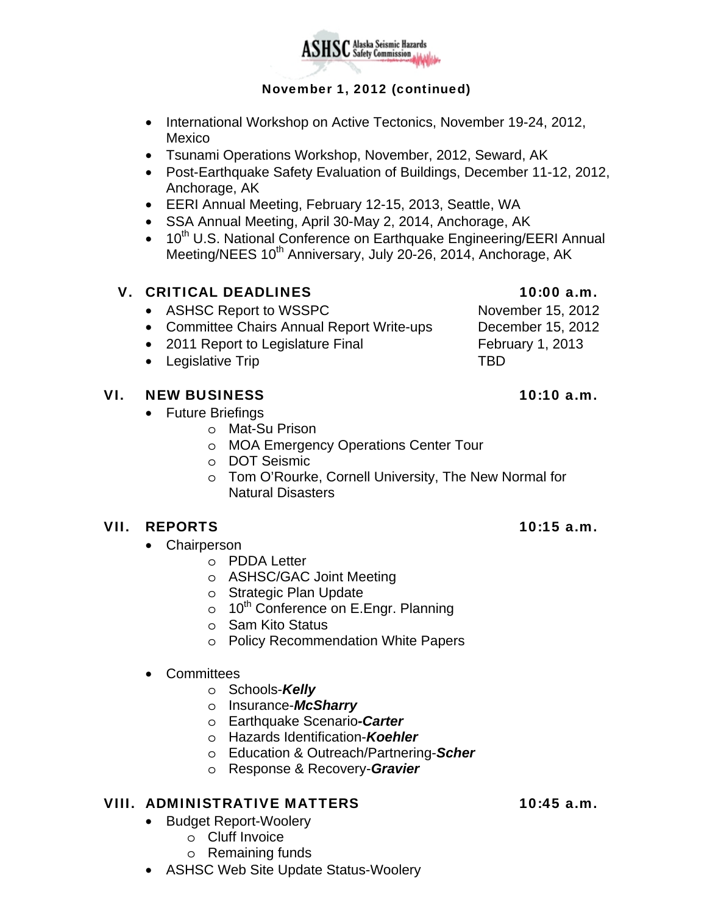**November 1, 2012 (continued)**

- International Workshop on Active Tectonics, November 19-24, 2012, Mexico
- Tsunami Operations Workshop, November, 2012, Seward, AK
- Post-Earthquake Safety Evaluation of Buildings, December 11-12, 2012, Anchorage, AK
- EERI Annual Meeting, February 12-15, 2013, Seattle, WA
- SSA Annual Meeting, April 30-May 2, 2014, Anchorage, AK
- 10th U.S. National Conference on Earthquake Engineering/EERI Annual Meeting/NEES 10th Anniversary, July 20-26, 2014, Anchorage, AK

## V. CRITICAL DEADLINES — 10:00 a.m.

- ASHSC Report to WSSPC — November 15, 2012
- Committee Chairs Annual Report Write-ups — December 15, 2012
- 2011 Report to Legislature Final — February 1, 2013
- Legislative Trip — TBD

## VI. NEW BUSINESS — 10:10 a.m.

- Future Briefings
  - Mat-Su Prison
  - MOA Emergency Operations Center Tour
  - DOT Seismic
  - Tom O'Rourke, Cornell University, The New Normal for Natural Disasters

## VII. REPORTS — 10:15 a.m.

- Chairperson
  - PDDA Letter
  - ASHSC/GAC Joint Meeting
  - Strategic Plan Update
  - 10th Conference on E.Engr. Planning
  - Sam Kito Status
  - Policy Recommendation White Papers

- Committees
  - Schools-***Kelly***
  - Insurance-***McSharry***
  - Earthquake Scenario-***Carter***
  - Hazards Identification-***Koehler***
  - Education & Outreach/Partnering-***Scher***
  - Response & Recovery-***Gravier***

## VIII. ADMINISTRATIVE MATTERS — 10:45 a.m.

- Budget Report-Woolery
  - Cluff Invoice
  - Remaining funds
- ASHSC Web Site Update Status-Woolery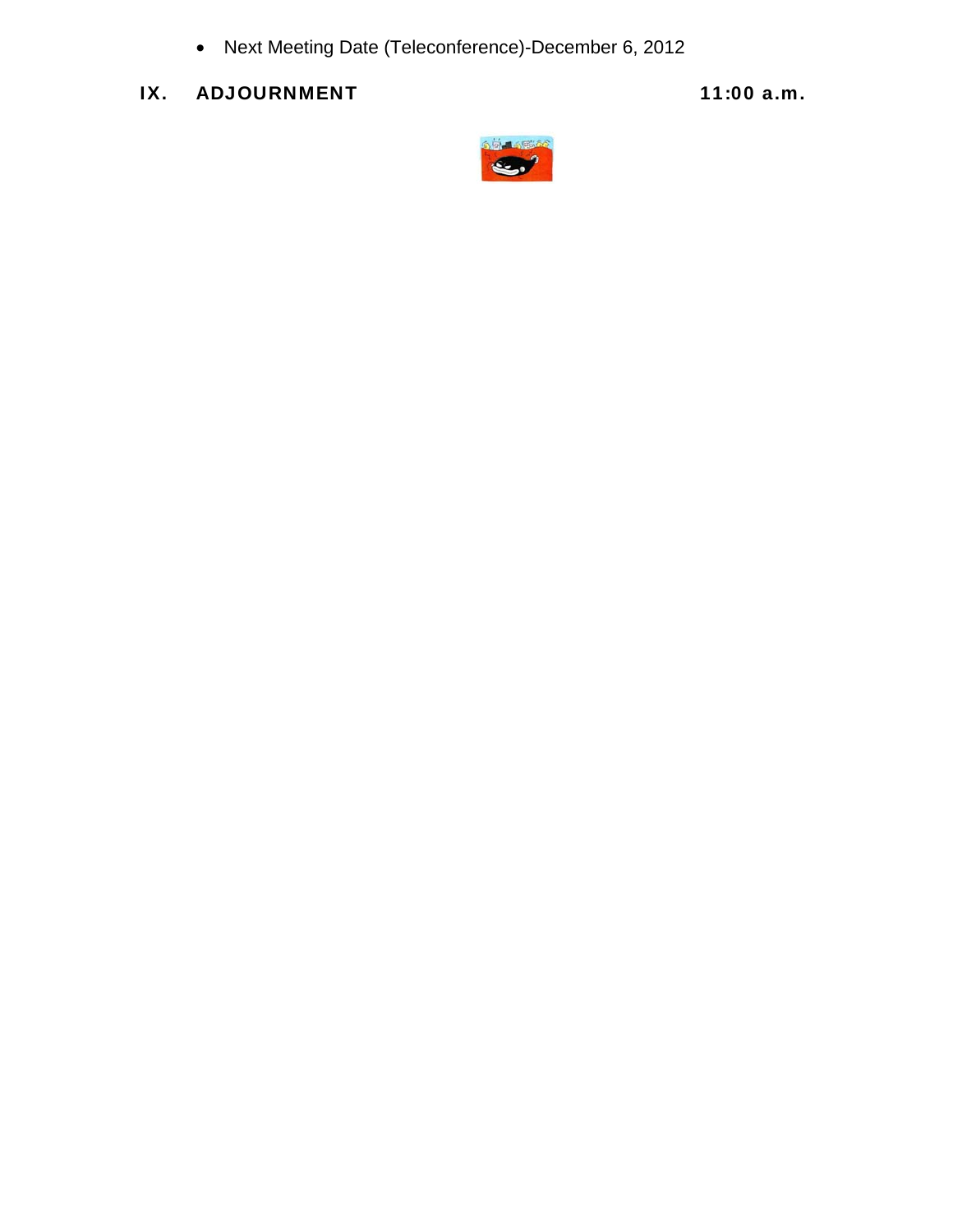- Next Meeting Date (Teleconference)-December 6, 2012

## IX. ADJOURNMENT 11:00 a.m.